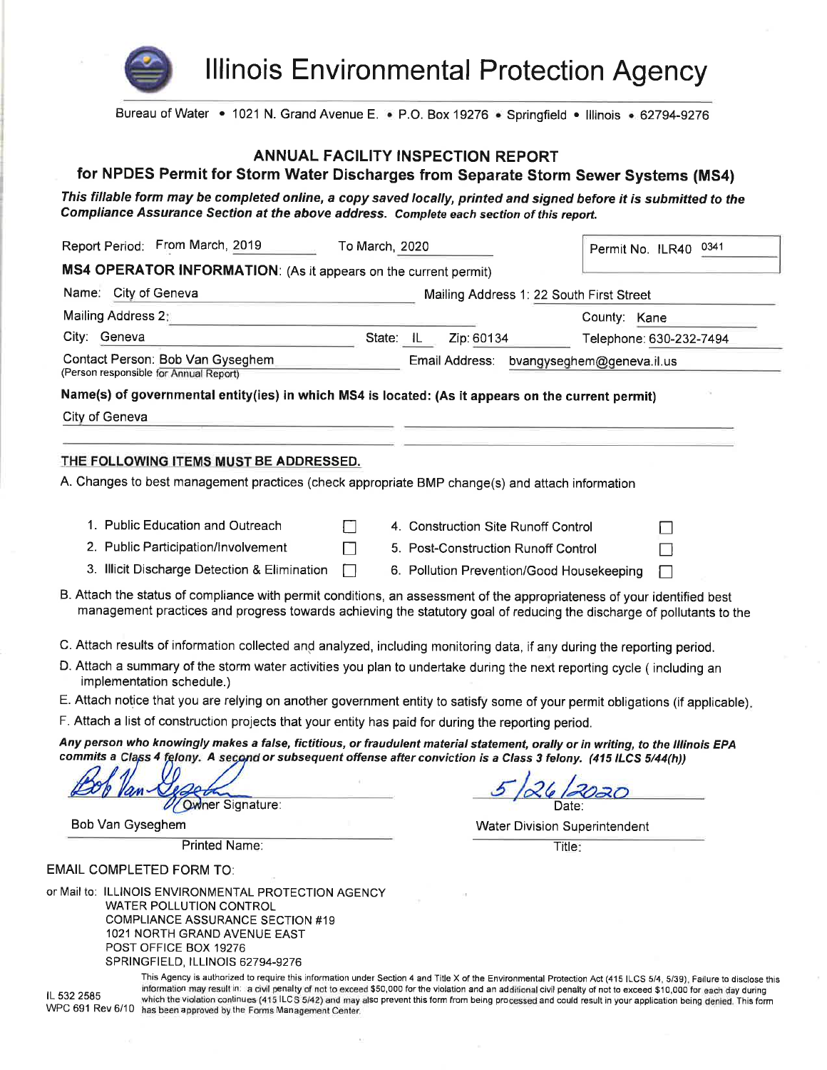# Illinois Environmental Protection Agency

Bureau of Water • 1021 N. Grand Avenue E. • P.O. Box 19276 • Springfield • Illinois • 62794-9276

## ANNUAL FACILITY INSPECTION REPORT
## for NPDES Permit for Storm Water Discharges from Separate Storm Sewer Systems (MS4)

***This fillable form may be completed online, a copy saved locally, printed and signed before it is submitted to the Compliance Assurance Section at the above address.*** ***Complete each section of this report.***

Report Period: From March, 2019 To March, 2020

Permit No. ILR40 0341

**MS4 OPERATOR INFORMATION**: (As it appears on the current permit)

Name: City of Geneva

Mailing Address 1: 22 South First Street

Mailing Address 2:

County: Kane

City: Geneva State: IL Zip: 60134

Telephone: 630-232-7494

Contact Person: Bob Van Gyseghem
(Person responsible for Annual Report)

Email Address: bvangyseghem@geneva.il.us

**Name(s) of governmental entity(ies) in which MS4 is located: (As it appears on the current permit)**

City of Geneva

**THE FOLLOWING ITEMS MUST BE ADDRESSED.**

A. Changes to best management practices (check appropriate BMP change(s) and attach information

| | | | |
|---|---|---|---|
| 1. Public Education and Outreach | ☐ | 4. Construction Site Runoff Control | ☐ |
| 2. Public Participation/Involvement | ☐ | 5. Post-Construction Runoff Control | ☐ |
| 3. Illicit Discharge Detection & Elimination | ☐ | 6. Pollution Prevention/Good Housekeeping | ☐ |

B. Attach the status of compliance with permit conditions, an assessment of the appropriateness of your identified best management practices and progress towards achieving the statutory goal of reducing the discharge of pollutants to the

C. Attach results of information collected and analyzed, including monitoring data, if any during the reporting period.

D. Attach a summary of the storm water activities you plan to undertake during the next reporting cycle ( including an implementation schedule.)

E. Attach notice that you are relying on another government entity to satisfy some of your permit obligations (if applicable).

F. Attach a list of construction projects that your entity has paid for during the reporting period.

***Any person who knowingly makes a false, fictitious, or fraudulent material statement, orally or in writing, to the Illinois EPA commits a Class 4 felony. A second or subsequent offense after conviction is a Class 3 felony. (415 ILCS 5/44(h))***

Bob Van Gyseghem (signature)
Owner Signature:

Date: 5/26/2020

Bob Van Gyseghem
Printed Name:

Water Division Superintendent
Title:

EMAIL COMPLETED FORM TO:

or Mail to: ILLINOIS ENVIRONMENTAL PROTECTION AGENCY
WATER POLLUTION CONTROL
COMPLIANCE ASSURANCE SECTION #19
1021 NORTH GRAND AVENUE EAST
POST OFFICE BOX 19276
SPRINGFIELD, ILLINOIS 62794-9276

IL 532 2585
WPC 691 Rev 6/10

This Agency is authorized to require this information under Section 4 and Title X of the Environmental Protection Act (415 ILCS 5/4, 5/39). Failure to disclose this information may result in: a civil penalty of not to exceed $50,000 for the violation and an additional civil penalty of not to exceed $10,000 for each day during which the violation continues (415 ILCS 5/42) and may also prevent this form from being processed and could result in your application being denied. This form has been approved by the Forms Management Center.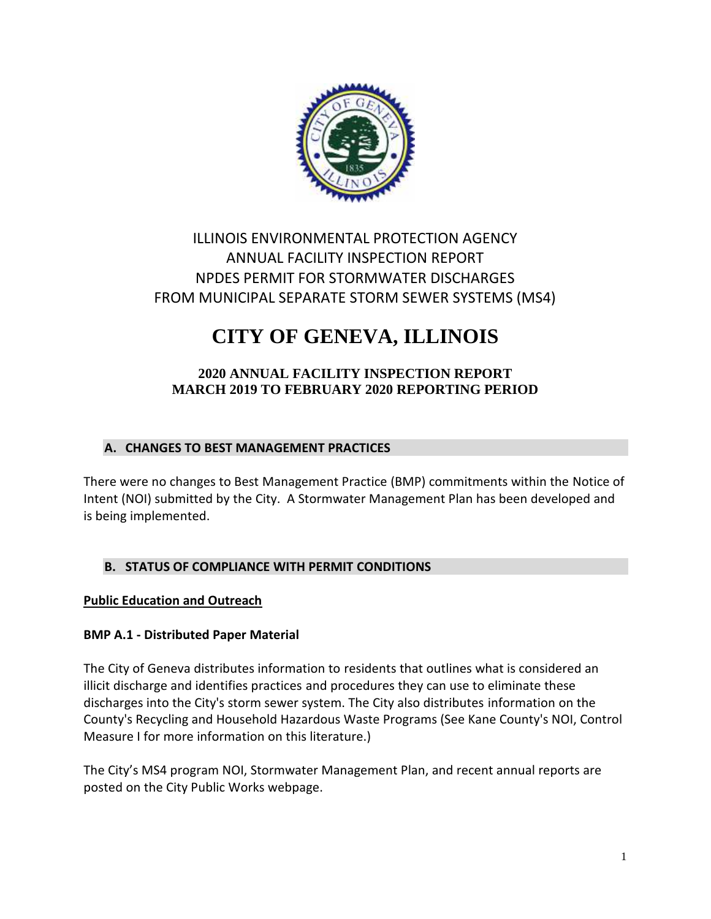ILLINOIS ENVIRONMENTAL PROTECTION AGENCY
ANNUAL FACILITY INSPECTION REPORT
NPDES PERMIT FOR STORMWATER DISCHARGES
FROM MUNICIPAL SEPARATE STORM SEWER SYSTEMS (MS4)

# CITY OF GENEVA, ILLINOIS

### 2020 ANNUAL FACILITY INSPECTION REPORT
### MARCH 2019 TO FEBRUARY 2020 REPORTING PERIOD

## A. CHANGES TO BEST MANAGEMENT PRACTICES

There were no changes to Best Management Practice (BMP) commitments within the Notice of Intent (NOI) submitted by the City. A Stormwater Management Plan has been developed and is being implemented.

## B. STATUS OF COMPLIANCE WITH PERMIT CONDITIONS

**Public Education and Outreach**

**BMP A.1 - Distributed Paper Material**

The City of Geneva distributes information to residents that outlines what is considered an illicit discharge and identifies practices and procedures they can use to eliminate these discharges into the City's storm sewer system. The City also distributes information on the County's Recycling and Household Hazardous Waste Programs (See Kane County's NOI, Control Measure I for more information on this literature.)

The City's MS4 program NOI, Stormwater Management Plan, and recent annual reports are posted on the City Public Works webpage.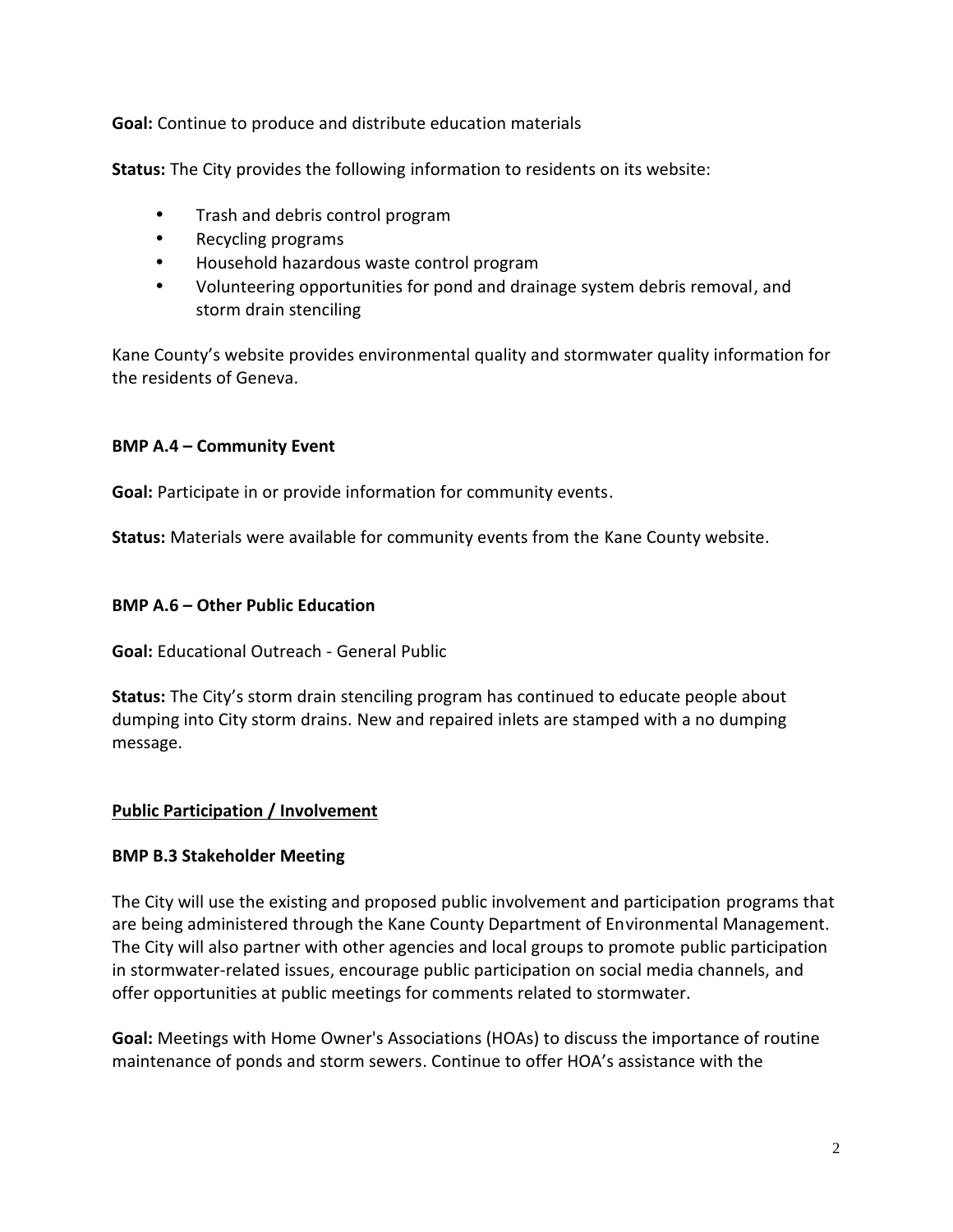**Goal:** Continue to produce and distribute education materials

**Status:** The City provides the following information to residents on its website:

- Trash and debris control program
- Recycling programs
- Household hazardous waste control program
- Volunteering opportunities for pond and drainage system debris removal, and storm drain stenciling

Kane County's website provides environmental quality and stormwater quality information for the residents of Geneva.

**BMP A.4 – Community Event**

**Goal:** Participate in or provide information for community events.

**Status:** Materials were available for community events from the Kane County website.

**BMP A.6 – Other Public Education**

**Goal:** Educational Outreach - General Public

**Status:** The City's storm drain stenciling program has continued to educate people about dumping into City storm drains. New and repaired inlets are stamped with a no dumping message.

**Public Participation / Involvement**

**BMP B.3 Stakeholder Meeting**

The City will use the existing and proposed public involvement and participation programs that are being administered through the Kane County Department of Environmental Management. The City will also partner with other agencies and local groups to promote public participation in stormwater-related issues, encourage public participation on social media channels, and offer opportunities at public meetings for comments related to stormwater.

**Goal:** Meetings with Home Owner's Associations (HOAs) to discuss the importance of routine maintenance of ponds and storm sewers. Continue to offer HOA's assistance with the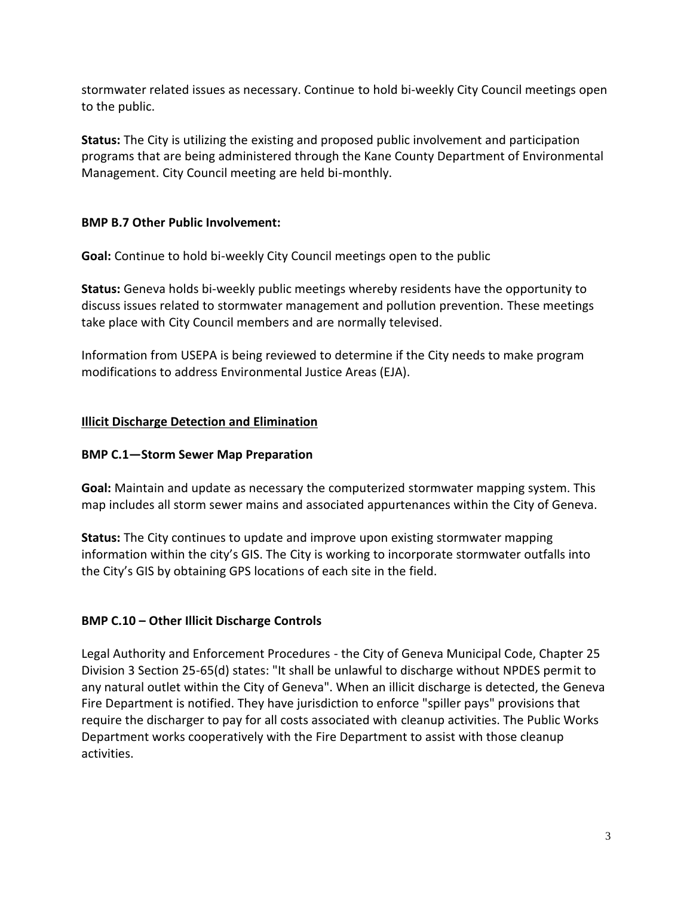stormwater related issues as necessary. Continue to hold bi-weekly City Council meetings open to the public.

**Status:** The City is utilizing the existing and proposed public involvement and participation programs that are being administered through the Kane County Department of Environmental Management. City Council meeting are held bi-monthly.

**BMP B.7 Other Public Involvement:**

**Goal:** Continue to hold bi-weekly City Council meetings open to the public

**Status:** Geneva holds bi-weekly public meetings whereby residents have the opportunity to discuss issues related to stormwater management and pollution prevention. These meetings take place with City Council members and are normally televised.

Information from USEPA is being reviewed to determine if the City needs to make program modifications to address Environmental Justice Areas (EJA).

<u>**Illicit Discharge Detection and Elimination**</u>

**BMP C.1—Storm Sewer Map Preparation**

**Goal:** Maintain and update as necessary the computerized stormwater mapping system. This map includes all storm sewer mains and associated appurtenances within the City of Geneva.

**Status:** The City continues to update and improve upon existing stormwater mapping information within the city's GIS. The City is working to incorporate stormwater outfalls into the City's GIS by obtaining GPS locations of each site in the field.

**BMP C.10 – Other Illicit Discharge Controls**

Legal Authority and Enforcement Procedures - the City of Geneva Municipal Code, Chapter 25 Division 3 Section 25-65(d) states: "It shall be unlawful to discharge without NPDES permit to any natural outlet within the City of Geneva". When an illicit discharge is detected, the Geneva Fire Department is notified. They have jurisdiction to enforce "spiller pays" provisions that require the discharger to pay for all costs associated with cleanup activities. The Public Works Department works cooperatively with the Fire Department to assist with those cleanup activities.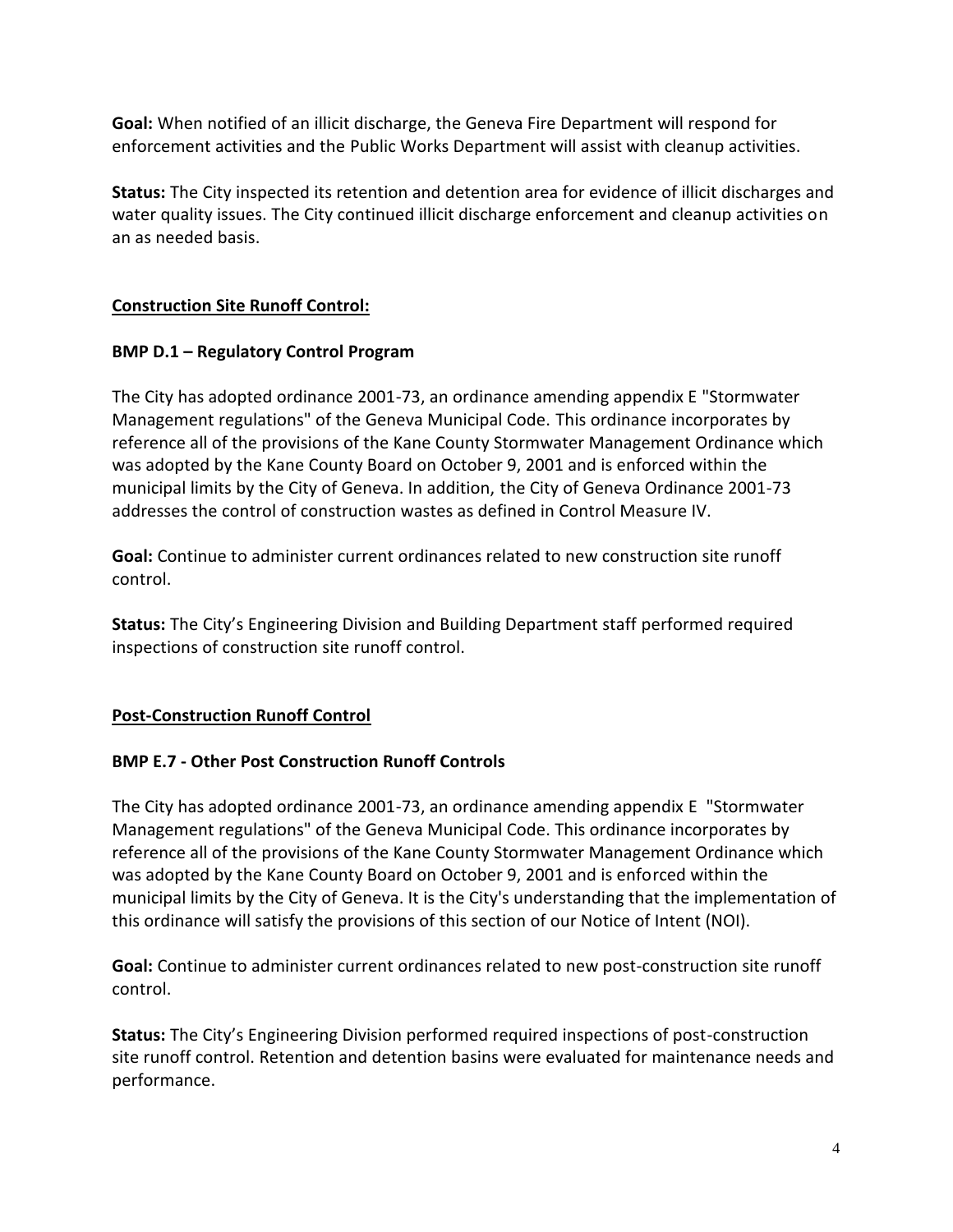**Goal:** When notified of an illicit discharge, the Geneva Fire Department will respond for enforcement activities and the Public Works Department will assist with cleanup activities.

**Status:** The City inspected its retention and detention area for evidence of illicit discharges and water quality issues. The City continued illicit discharge enforcement and cleanup activities on an as needed basis.

## <u>Construction Site Runoff Control:</u>

### BMP D.1 – Regulatory Control Program

The City has adopted ordinance 2001-73, an ordinance amending appendix E "Stormwater Management regulations" of the Geneva Municipal Code. This ordinance incorporates by reference all of the provisions of the Kane County Stormwater Management Ordinance which was adopted by the Kane County Board on October 9, 2001 and is enforced within the municipal limits by the City of Geneva. In addition, the City of Geneva Ordinance 2001-73 addresses the control of construction wastes as defined in Control Measure IV.

**Goal:** Continue to administer current ordinances related to new construction site runoff control.

**Status:** The City's Engineering Division and Building Department staff performed required inspections of construction site runoff control.

## <u>Post-Construction Runoff Control</u>

### BMP E.7 - Other Post Construction Runoff Controls

The City has adopted ordinance 2001-73, an ordinance amending appendix E "Stormwater Management regulations" of the Geneva Municipal Code. This ordinance incorporates by reference all of the provisions of the Kane County Stormwater Management Ordinance which was adopted by the Kane County Board on October 9, 2001 and is enforced within the municipal limits by the City of Geneva. It is the City's understanding that the implementation of this ordinance will satisfy the provisions of this section of our Notice of Intent (NOI).

**Goal:** Continue to administer current ordinances related to new post-construction site runoff control.

**Status:** The City's Engineering Division performed required inspections of post-construction site runoff control. Retention and detention basins were evaluated for maintenance needs and performance.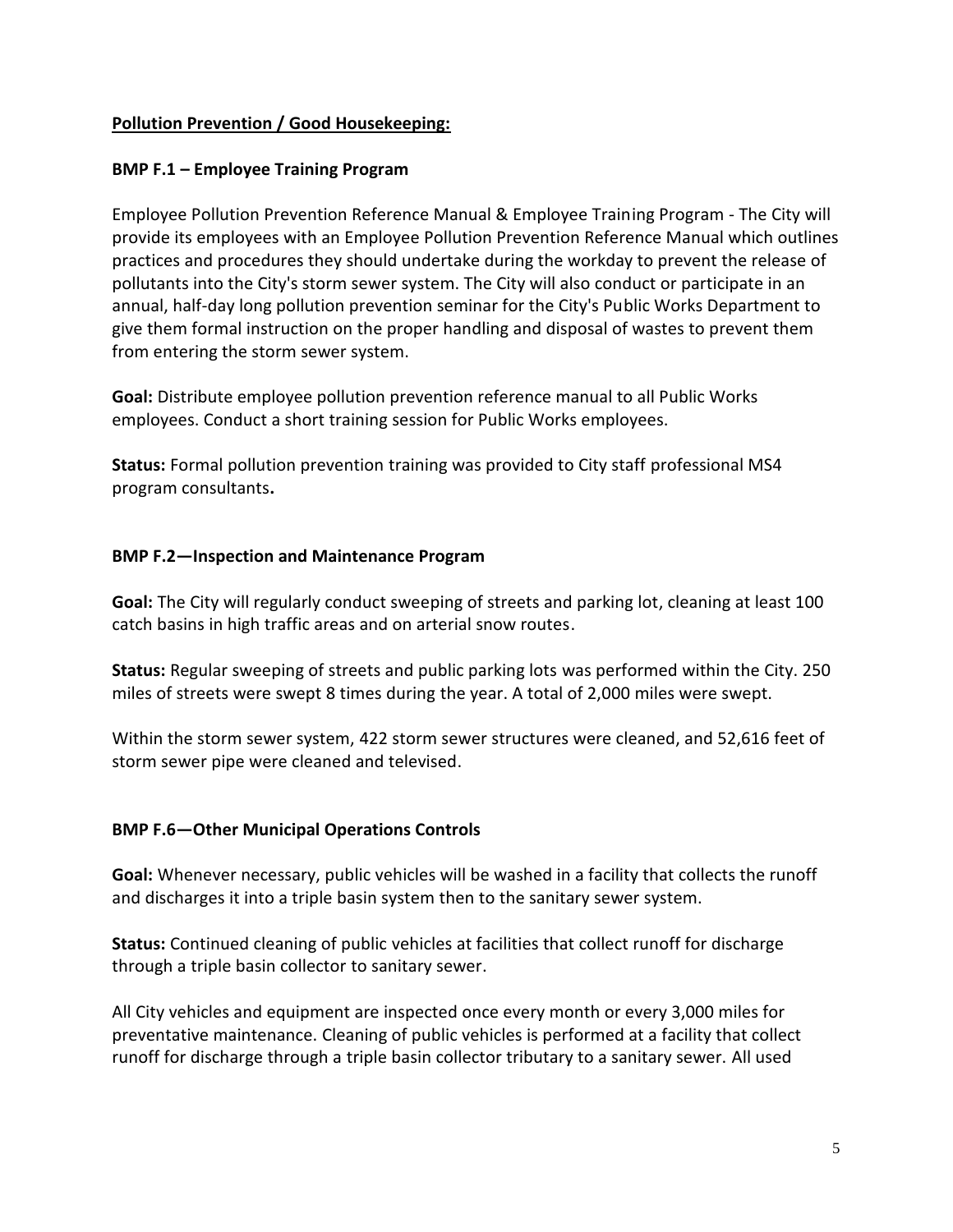**Pollution Prevention / Good Housekeeping:**

**BMP F.1 – Employee Training Program**

Employee Pollution Prevention Reference Manual & Employee Training Program - The City will provide its employees with an Employee Pollution Prevention Reference Manual which outlines practices and procedures they should undertake during the workday to prevent the release of pollutants into the City's storm sewer system. The City will also conduct or participate in an annual, half-day long pollution prevention seminar for the City's Public Works Department to give them formal instruction on the proper handling and disposal of wastes to prevent them from entering the storm sewer system.

**Goal:** Distribute employee pollution prevention reference manual to all Public Works employees. Conduct a short training session for Public Works employees.

**Status:** Formal pollution prevention training was provided to City staff professional MS4 program consultants**.**

**BMP F.2—Inspection and Maintenance Program**

**Goal:** The City will regularly conduct sweeping of streets and parking lot, cleaning at least 100 catch basins in high traffic areas and on arterial snow routes.

**Status:** Regular sweeping of streets and public parking lots was performed within the City. 250 miles of streets were swept 8 times during the year. A total of 2,000 miles were swept.

Within the storm sewer system, 422 storm sewer structures were cleaned, and 52,616 feet of storm sewer pipe were cleaned and televised.

**BMP F.6—Other Municipal Operations Controls**

**Goal:** Whenever necessary, public vehicles will be washed in a facility that collects the runoff and discharges it into a triple basin system then to the sanitary sewer system.

**Status:** Continued cleaning of public vehicles at facilities that collect runoff for discharge through a triple basin collector to sanitary sewer.

All City vehicles and equipment are inspected once every month or every 3,000 miles for preventative maintenance. Cleaning of public vehicles is performed at a facility that collect runoff for discharge through a triple basin collector tributary to a sanitary sewer. All used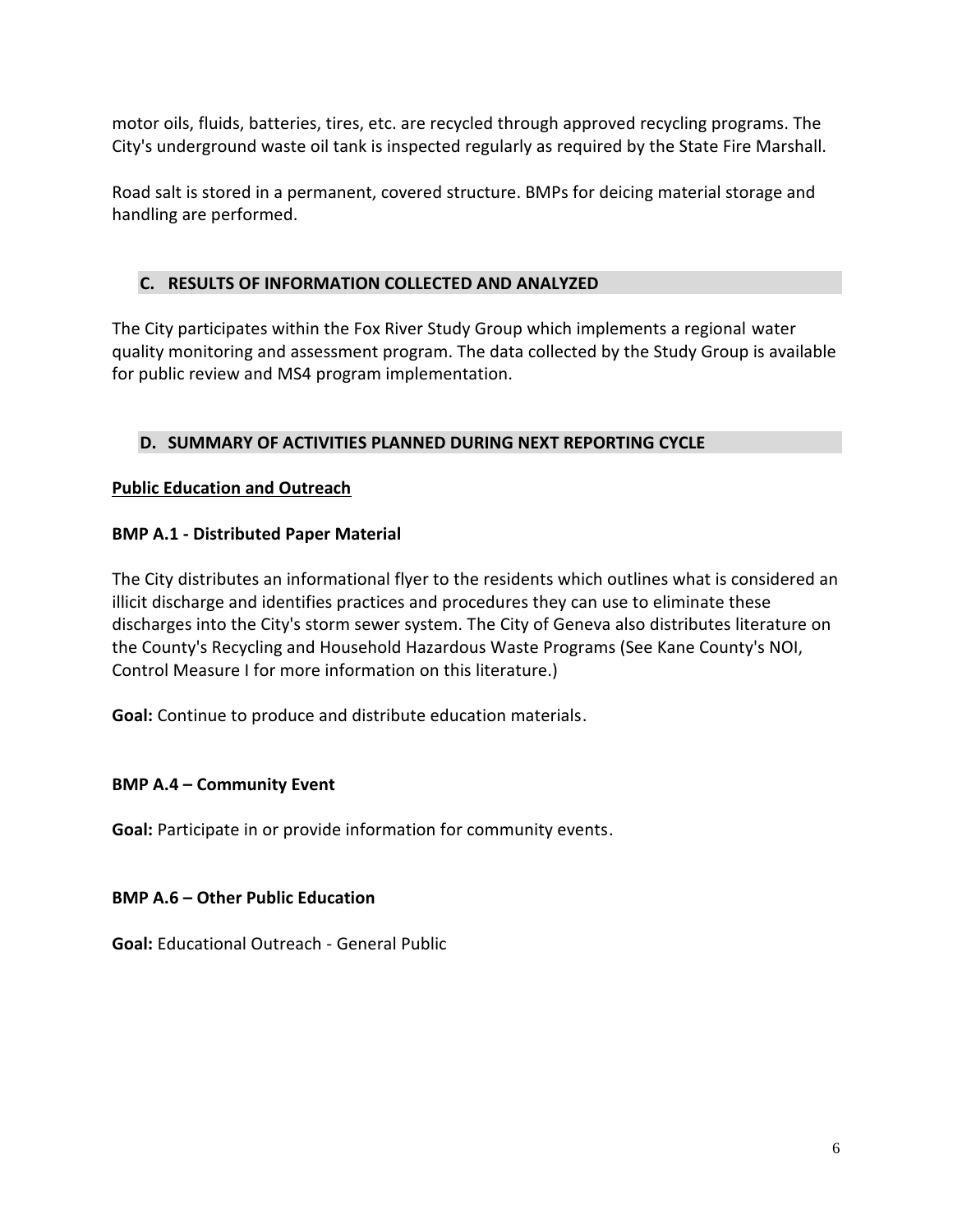motor oils, fluids, batteries, tires, etc. are recycled through approved recycling programs. The City's underground waste oil tank is inspected regularly as required by the State Fire Marshall.

Road salt is stored in a permanent, covered structure. BMPs for deicing material storage and handling are performed.

## C. RESULTS OF INFORMATION COLLECTED AND ANALYZED

The City participates within the Fox River Study Group which implements a regional water quality monitoring and assessment program. The data collected by the Study Group is available for public review and MS4 program implementation.

## D. SUMMARY OF ACTIVITIES PLANNED DURING NEXT REPORTING CYCLE

**<u>Public Education and Outreach</u>**

**BMP A.1 - Distributed Paper Material**

The City distributes an informational flyer to the residents which outlines what is considered an illicit discharge and identifies practices and procedures they can use to eliminate these discharges into the City's storm sewer system. The City of Geneva also distributes literature on the County's Recycling and Household Hazardous Waste Programs (See Kane County's NOI, Control Measure I for more information on this literature.)

**Goal:** Continue to produce and distribute education materials.

**BMP A.4 – Community Event**

**Goal:** Participate in or provide information for community events.

**BMP A.6 – Other Public Education**

**Goal:** Educational Outreach - General Public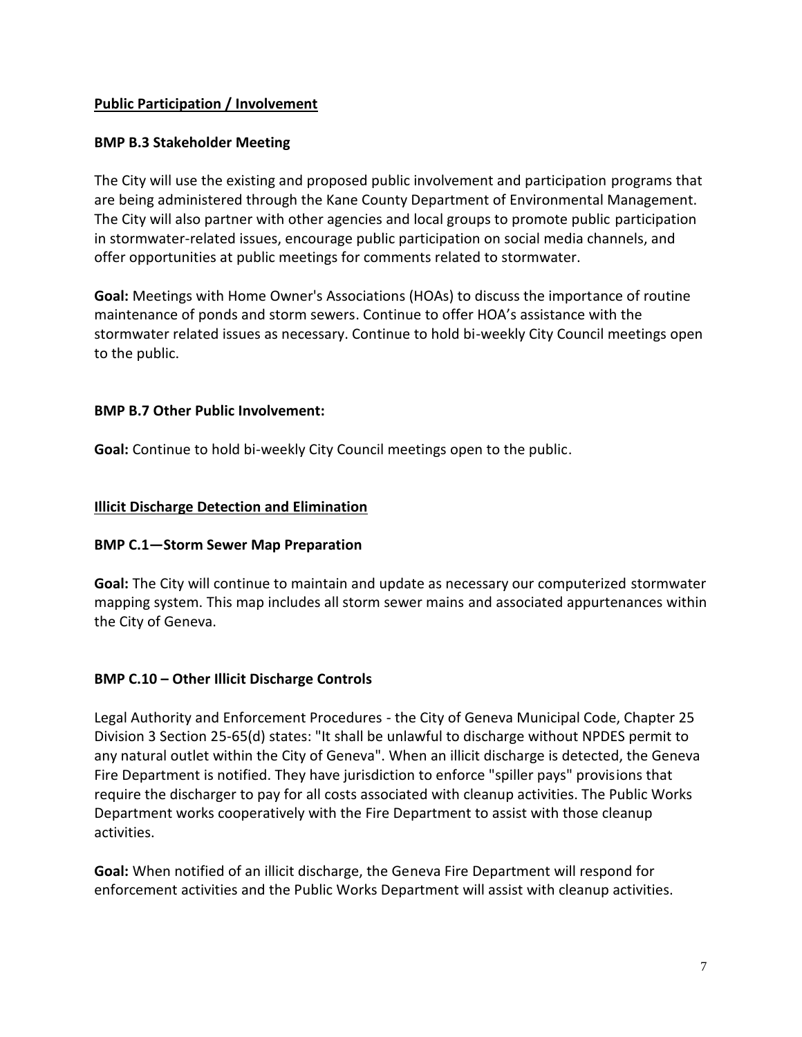**Public Participation / Involvement**

**BMP B.3 Stakeholder Meeting**

The City will use the existing and proposed public involvement and participation programs that are being administered through the Kane County Department of Environmental Management. The City will also partner with other agencies and local groups to promote public participation in stormwater-related issues, encourage public participation on social media channels, and offer opportunities at public meetings for comments related to stormwater.

**Goal:** Meetings with Home Owner's Associations (HOAs) to discuss the importance of routine maintenance of ponds and storm sewers. Continue to offer HOA's assistance with the stormwater related issues as necessary. Continue to hold bi-weekly City Council meetings open to the public.

**BMP B.7 Other Public Involvement:**

**Goal:** Continue to hold bi-weekly City Council meetings open to the public.

**Illicit Discharge Detection and Elimination**

**BMP C.1—Storm Sewer Map Preparation**

**Goal:** The City will continue to maintain and update as necessary our computerized stormwater mapping system. This map includes all storm sewer mains and associated appurtenances within the City of Geneva.

**BMP C.10 – Other Illicit Discharge Controls**

Legal Authority and Enforcement Procedures - the City of Geneva Municipal Code, Chapter 25 Division 3 Section 25-65(d) states: "It shall be unlawful to discharge without NPDES permit to any natural outlet within the City of Geneva". When an illicit discharge is detected, the Geneva Fire Department is notified. They have jurisdiction to enforce "spiller pays" provisions that require the discharger to pay for all costs associated with cleanup activities. The Public Works Department works cooperatively with the Fire Department to assist with those cleanup activities.

**Goal:** When notified of an illicit discharge, the Geneva Fire Department will respond for enforcement activities and the Public Works Department will assist with cleanup activities.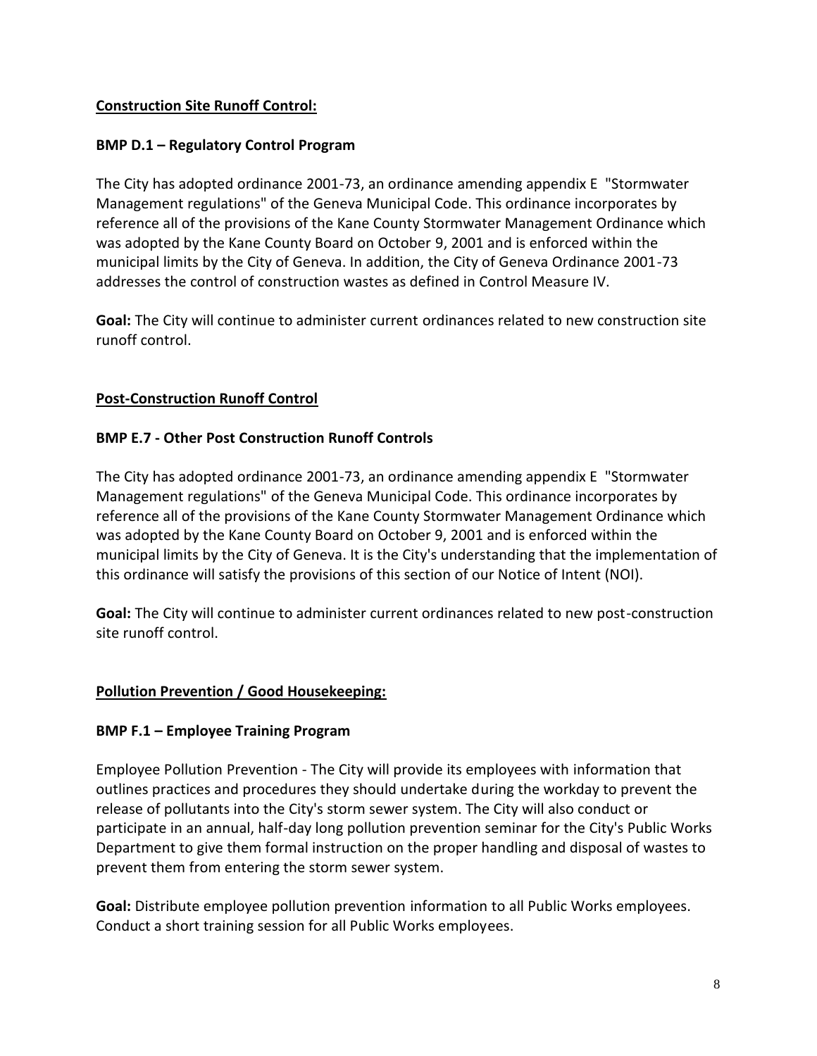## **Construction Site Runoff Control:**

### BMP D.1 – Regulatory Control Program

The City has adopted ordinance 2001-73, an ordinance amending appendix E "Stormwater Management regulations" of the Geneva Municipal Code. This ordinance incorporates by reference all of the provisions of the Kane County Stormwater Management Ordinance which was adopted by the Kane County Board on October 9, 2001 and is enforced within the municipal limits by the City of Geneva. In addition, the City of Geneva Ordinance 2001-73 addresses the control of construction wastes as defined in Control Measure IV.

**Goal:** The City will continue to administer current ordinances related to new construction site runoff control.

## **Post-Construction Runoff Control**

### BMP E.7 - Other Post Construction Runoff Controls

The City has adopted ordinance 2001-73, an ordinance amending appendix E "Stormwater Management regulations" of the Geneva Municipal Code. This ordinance incorporates by reference all of the provisions of the Kane County Stormwater Management Ordinance which was adopted by the Kane County Board on October 9, 2001 and is enforced within the municipal limits by the City of Geneva. It is the City's understanding that the implementation of this ordinance will satisfy the provisions of this section of our Notice of Intent (NOI).

**Goal:** The City will continue to administer current ordinances related to new post-construction site runoff control.

## **Pollution Prevention / Good Housekeeping:**

### BMP F.1 – Employee Training Program

Employee Pollution Prevention - The City will provide its employees with information that outlines practices and procedures they should undertake during the workday to prevent the release of pollutants into the City's storm sewer system. The City will also conduct or participate in an annual, half-day long pollution prevention seminar for the City's Public Works Department to give them formal instruction on the proper handling and disposal of wastes to prevent them from entering the storm sewer system.

**Goal:** Distribute employee pollution prevention information to all Public Works employees. Conduct a short training session for all Public Works employees.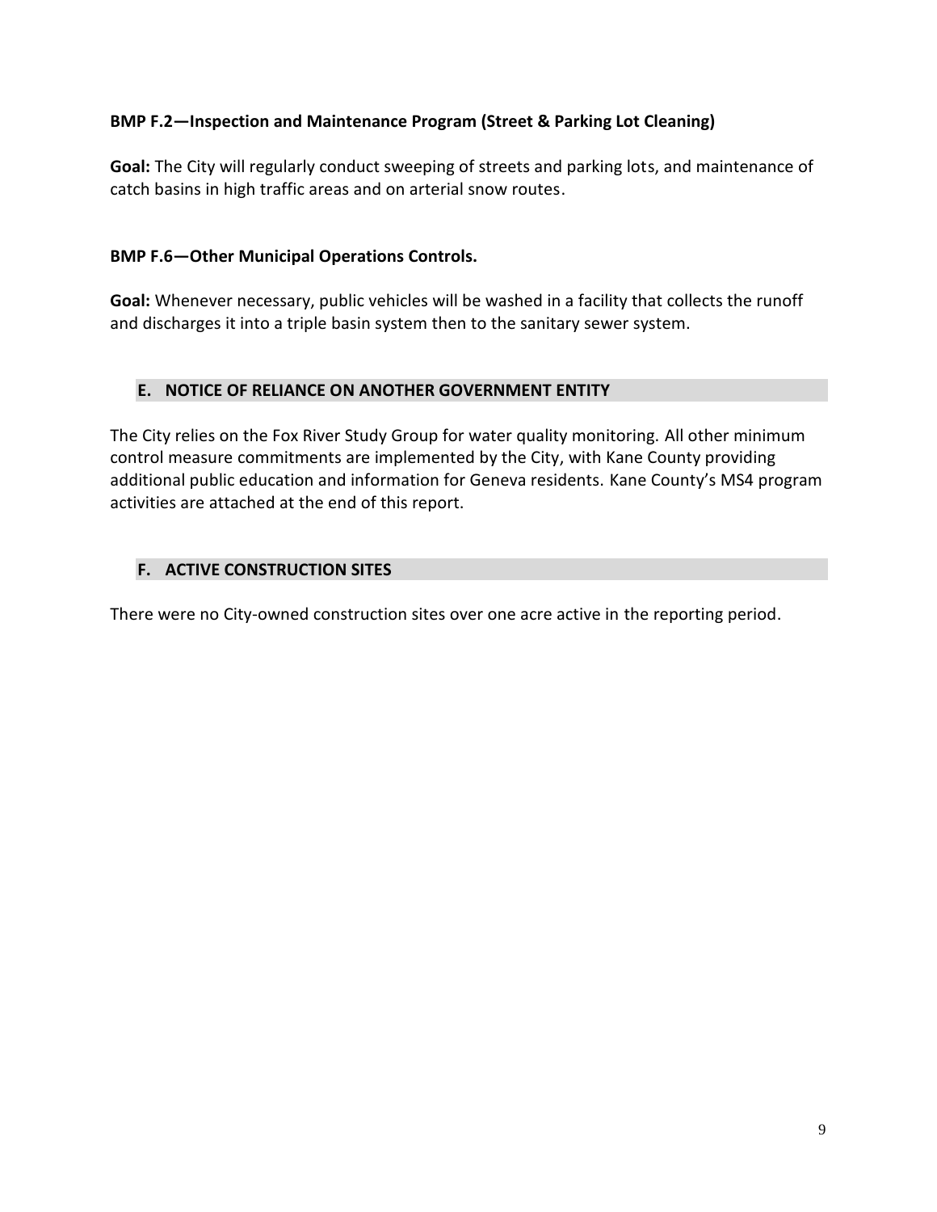**BMP F.2—Inspection and Maintenance Program (Street & Parking Lot Cleaning)**

**Goal:** The City will regularly conduct sweeping of streets and parking lots, and maintenance of catch basins in high traffic areas and on arterial snow routes.

**BMP F.6—Other Municipal Operations Controls.**

**Goal:** Whenever necessary, public vehicles will be washed in a facility that collects the runoff and discharges it into a triple basin system then to the sanitary sewer system.

## E. NOTICE OF RELIANCE ON ANOTHER GOVERNMENT ENTITY

The City relies on the Fox River Study Group for water quality monitoring. All other minimum control measure commitments are implemented by the City, with Kane County providing additional public education and information for Geneva residents. Kane County's MS4 program activities are attached at the end of this report.

## F. ACTIVE CONSTRUCTION SITES

There were no City-owned construction sites over one acre active in the reporting period.